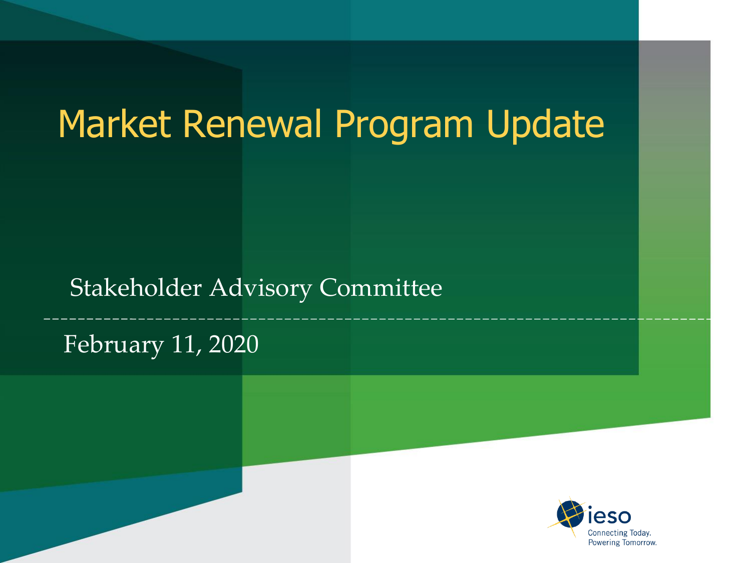# Market Renewal Program Update

Stakeholder Advisory Committee

February 11, 2020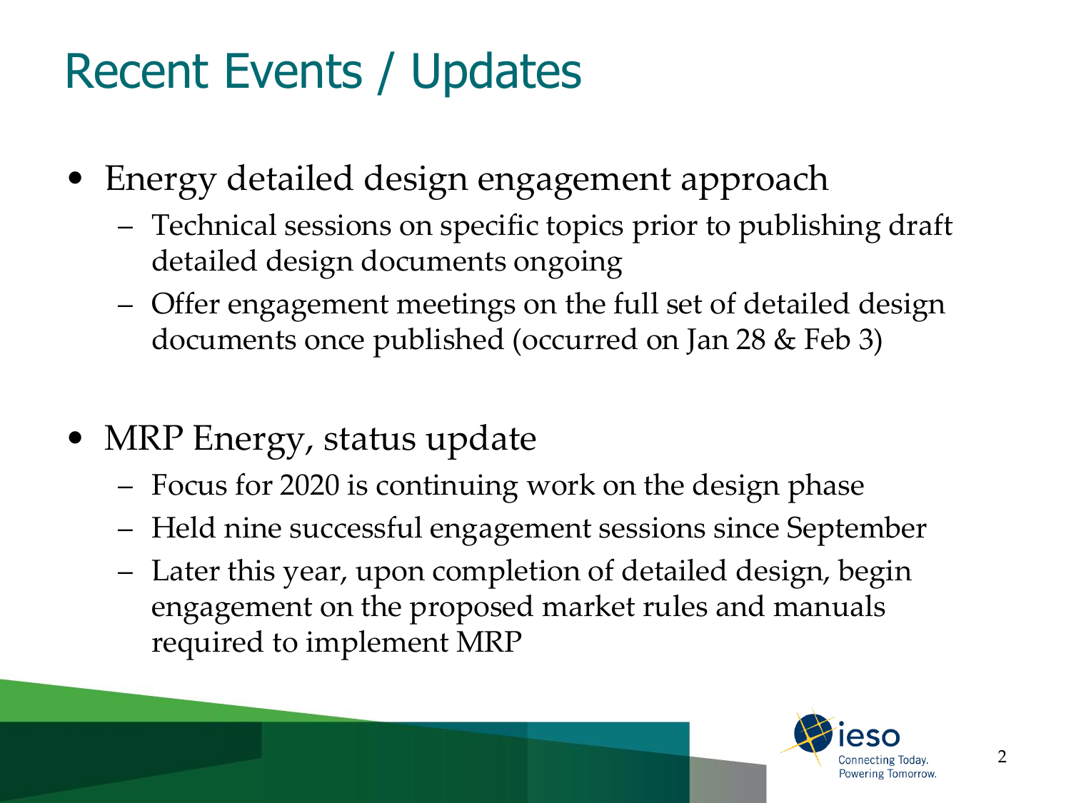# Recent Events / Updates

- Energy detailed design engagement approach
  - Technical sessions on specific topics prior to publishing draft detailed design documents ongoing
  - Offer engagement meetings on the full set of detailed design documents once published (occurred on Jan 28 & Feb 3)

- MRP Energy, status update
  - Focus for 2020 is continuing work on the design phase
  - Held nine successful engagement sessions since September
  - Later this year, upon completion of detailed design, begin engagement on the proposed market rules and manuals required to implement MRP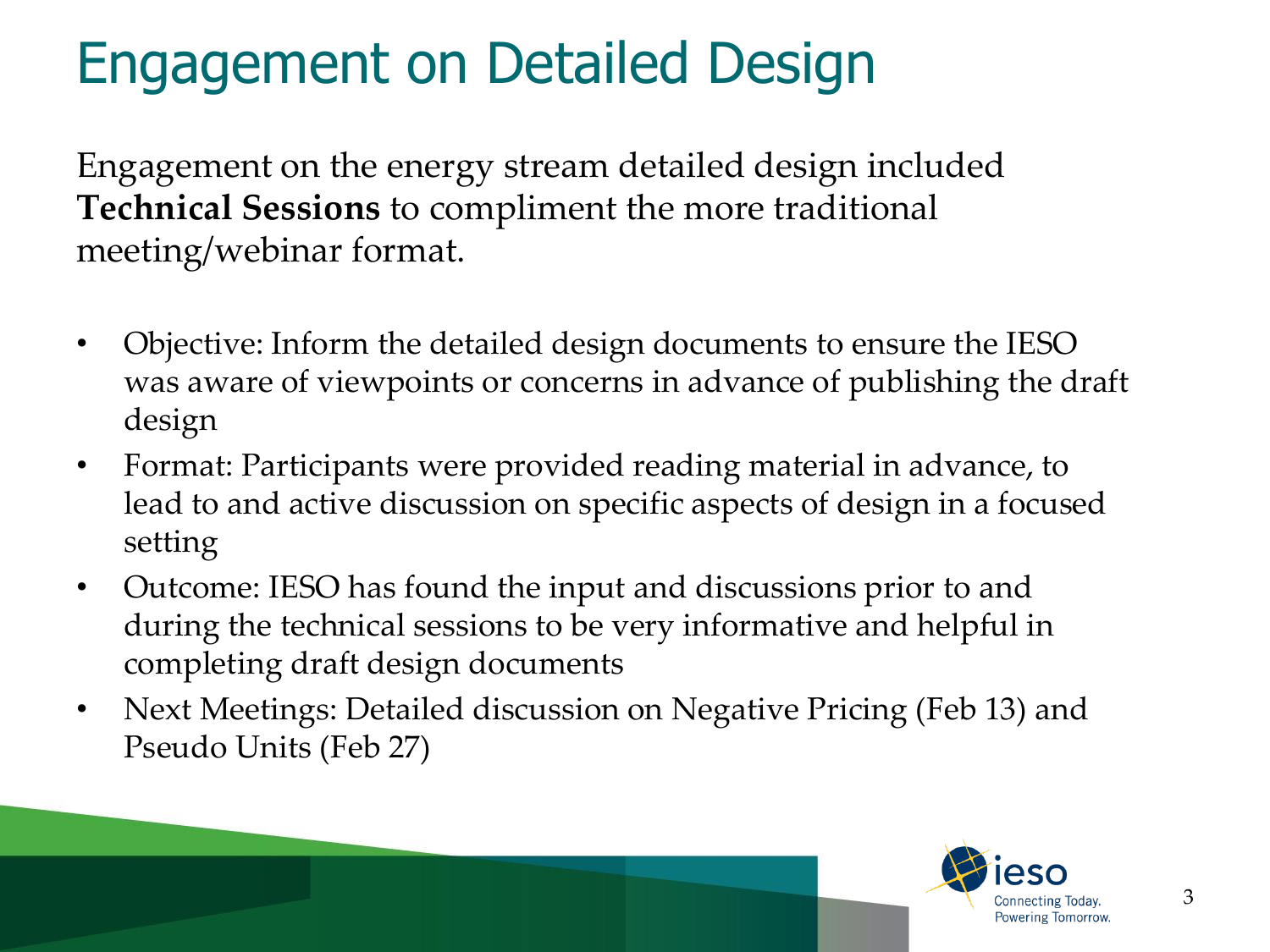# Engagement on Detailed Design

Engagement on the energy stream detailed design included **Technical Sessions** to compliment the more traditional meeting/webinar format.

- Objective: Inform the detailed design documents to ensure the IESO was aware of viewpoints or concerns in advance of publishing the draft design
- Format: Participants were provided reading material in advance, to lead to and active discussion on specific aspects of design in a focused setting
- Outcome: IESO has found the input and discussions prior to and during the technical sessions to be very informative and helpful in completing draft design documents
- Next Meetings: Detailed discussion on Negative Pricing (Feb 13) and Pseudo Units (Feb 27)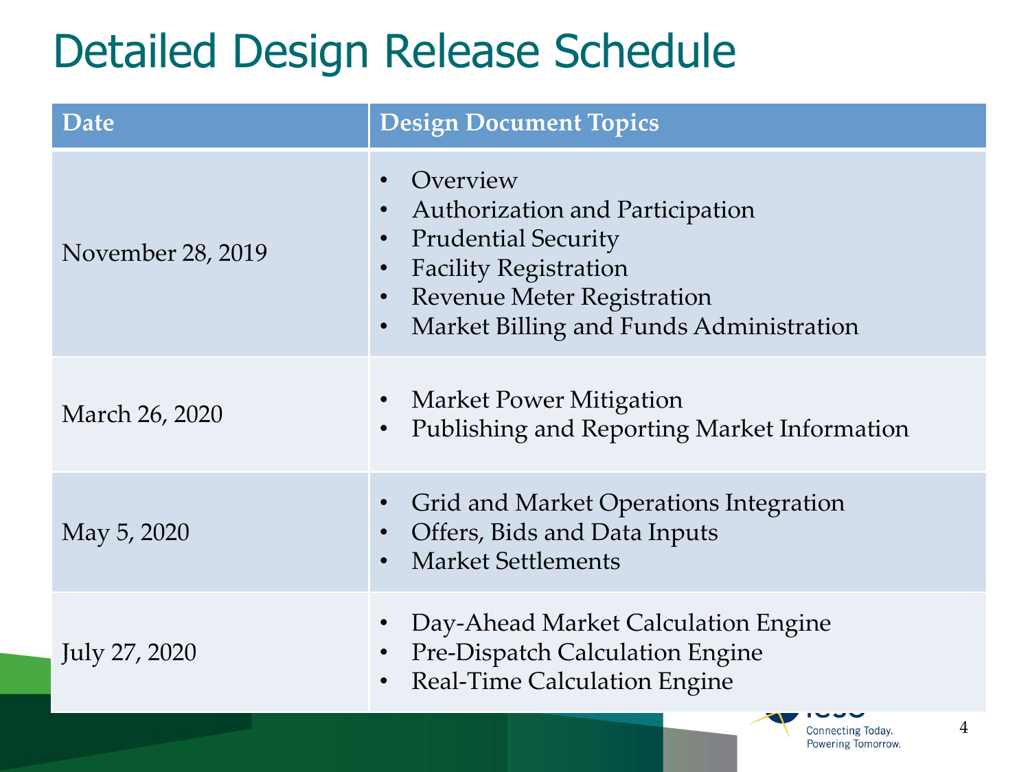# Detailed Design Release Schedule

| Date | Design Document Topics |
| --- | --- |
| November 28, 2019 | • Overview<br>• Authorization and Participation<br>• Prudential Security<br>• Facility Registration<br>• Revenue Meter Registration<br>• Market Billing and Funds Administration |
| March 26, 2020 | • Market Power Mitigation<br>• Publishing and Reporting Market Information |
| May 5, 2020 | • Grid and Market Operations Integration<br>• Offers, Bids and Data Inputs<br>• Market Settlements |
| July 27, 2020 | • Day-Ahead Market Calculation Engine<br>• Pre-Dispatch Calculation Engine<br>• Real-Time Calculation Engine |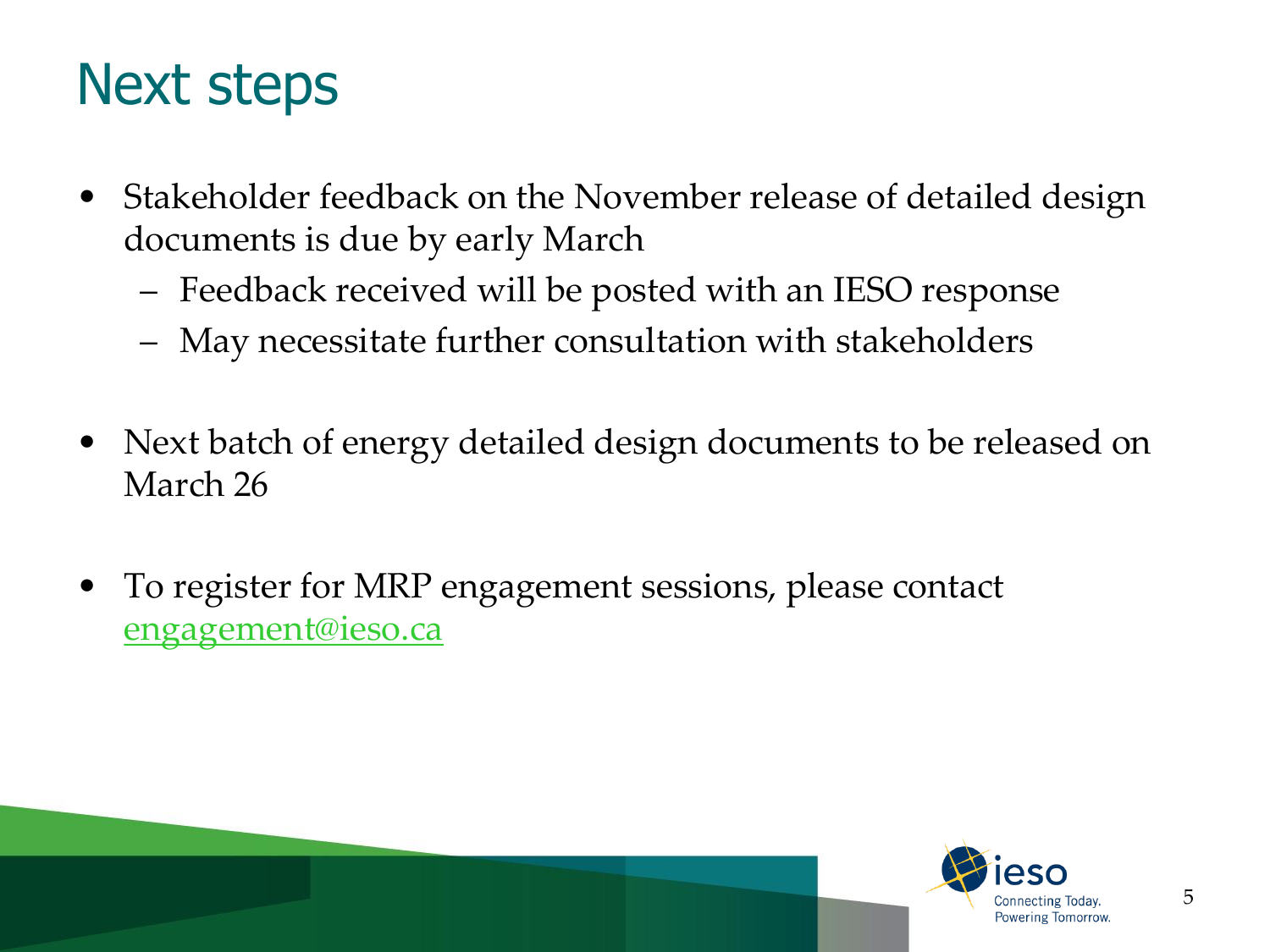# Next steps

- Stakeholder feedback on the November release of detailed design documents is due by early March
  - Feedback received will be posted with an IESO response
  - May necessitate further consultation with stakeholders

- Next batch of energy detailed design documents to be released on March 26

- To register for MRP engagement sessions, please contact engagement@ieso.ca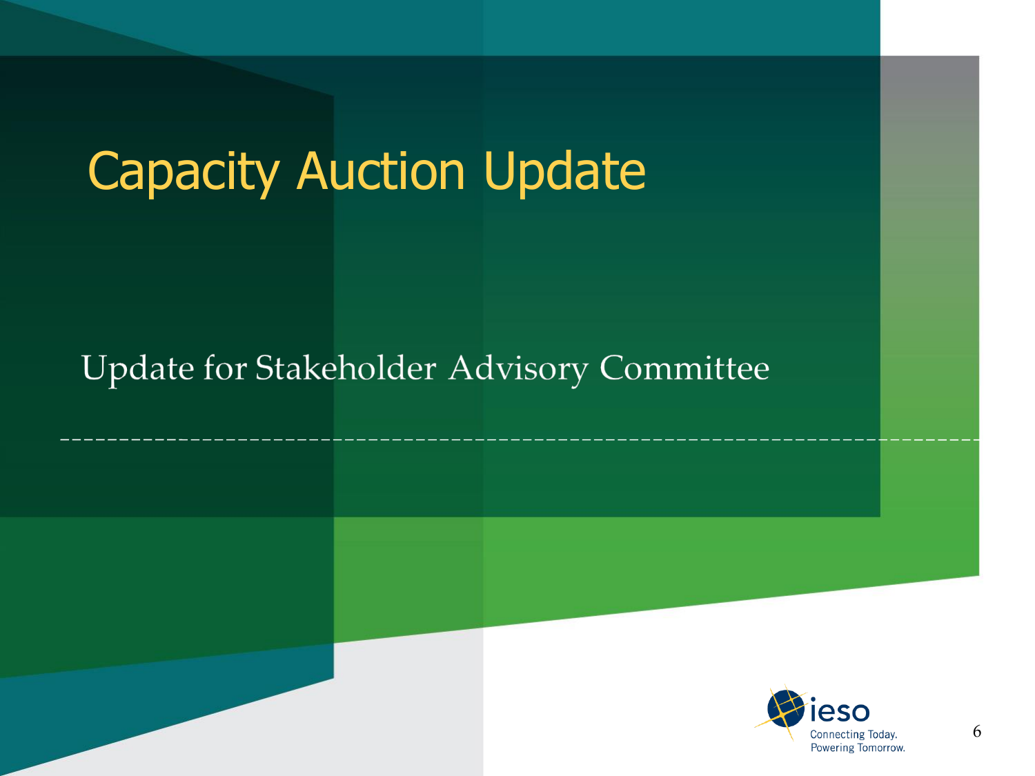# Capacity Auction Update

Update for Stakeholder Advisory Committee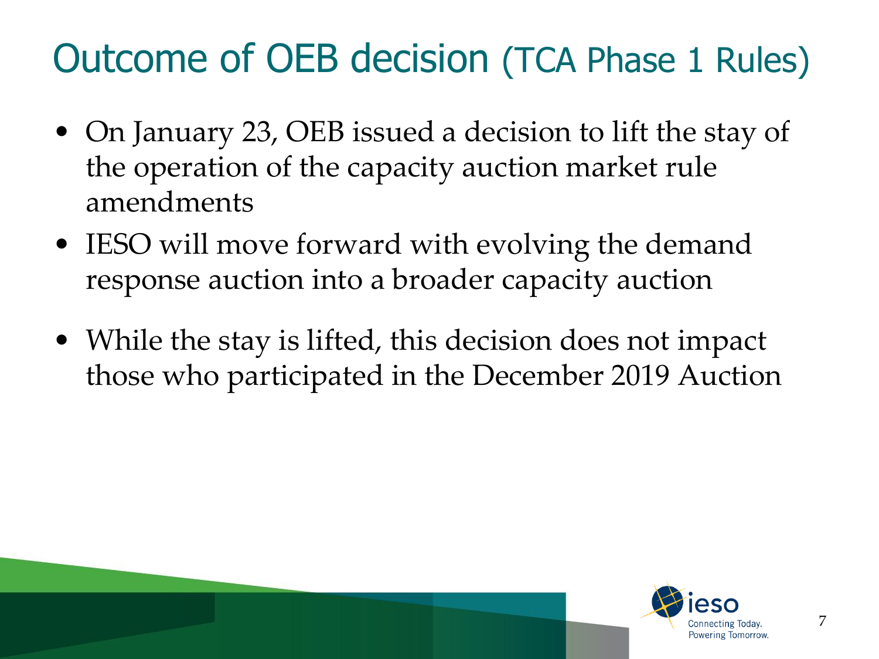# Outcome of OEB decision (TCA Phase 1 Rules)

- On January 23, OEB issued a decision to lift the stay of the operation of the capacity auction market rule amendments
- IESO will move forward with evolving the demand response auction into a broader capacity auction
- While the stay is lifted, this decision does not impact those who participated in the December 2019 Auction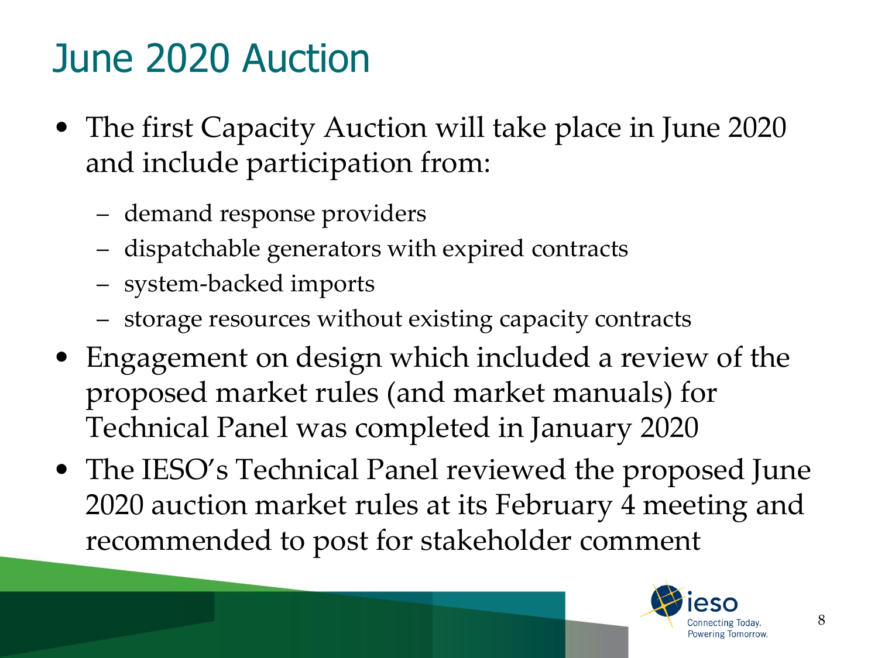# June 2020 Auction

- The first Capacity Auction will take place in June 2020 and include participation from:
  - demand response providers
  - dispatchable generators with expired contracts
  - system-backed imports
  - storage resources without existing capacity contracts
- Engagement on design which included a review of the proposed market rules (and market manuals) for Technical Panel was completed in January 2020
- The IESO's Technical Panel reviewed the proposed June 2020 auction market rules at its February 4 meeting and recommended to post for stakeholder comment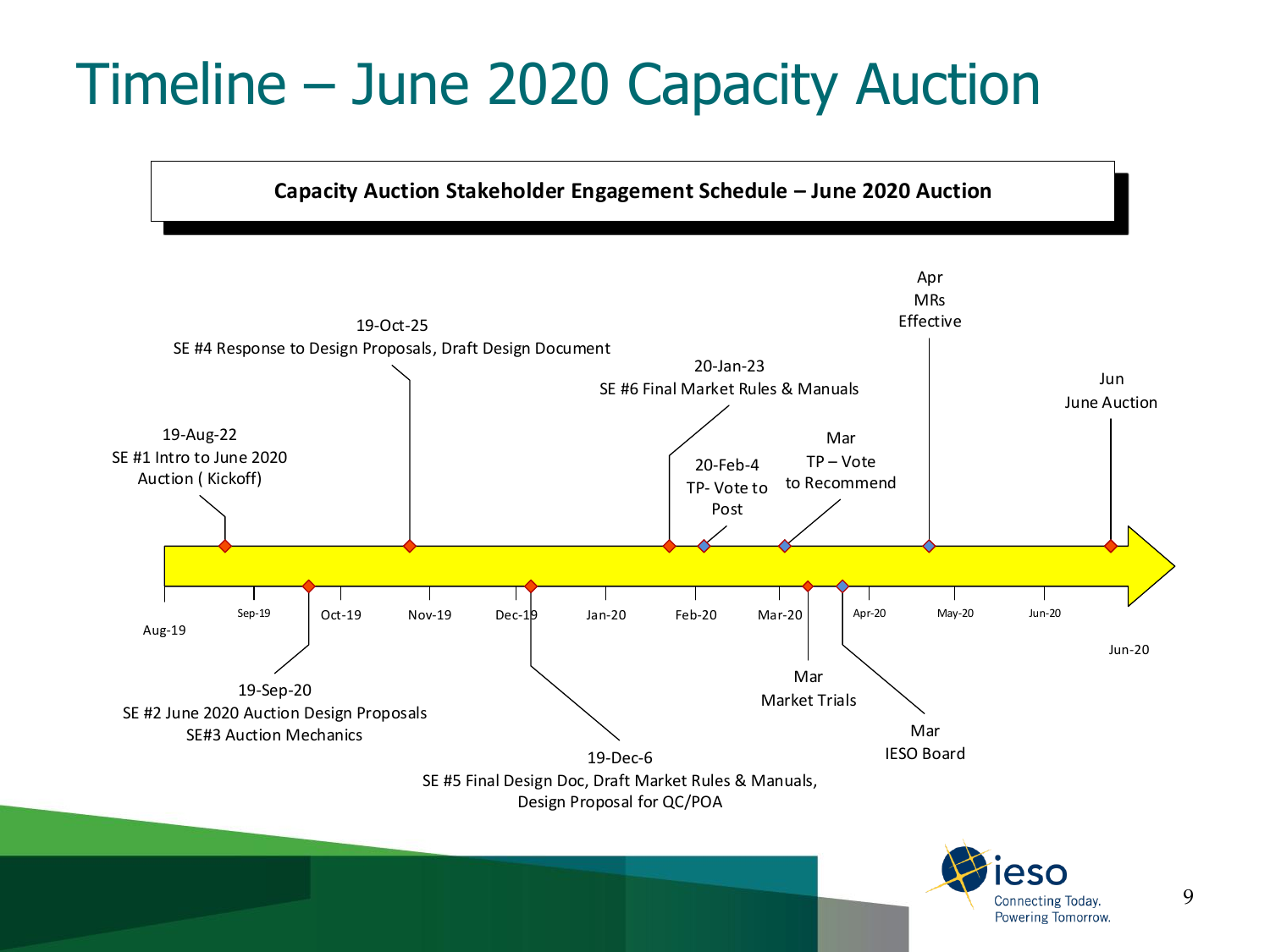# Timeline – June 2020 Capacity Auction

**Capacity Auction Stakeholder Engagement Schedule – June 2020 Auction**

- 19-Aug-22 – SE #1 Intro to June 2020 Auction ( Kickoff)
- 19-Sep-20 – SE #2 June 2020 Auction Design Proposals; SE#3 Auction Mechanics
- 19-Oct-25 – SE #4 Response to Design Proposals, Draft Design Document
- 19-Dec-6 – SE #5 Final Design Doc, Draft Market Rules & Manuals, Design Proposal for QC/POA
- 20-Jan-23 – SE #6 Final Market Rules & Manuals
- 20-Feb-4 – TP- Vote to Post
- Mar – TP – Vote to Recommend
- Mar – Market Trials
- Mar – IESO Board
- Apr – MRs Effective
- Jun – June Auction

Aug-19 | Sep-19 | Oct-19 | Nov-19 | Dec-19 | Jan-20 | Feb-20 | Mar-20 | Apr-20 | May-20 | Jun-20 | Jun-20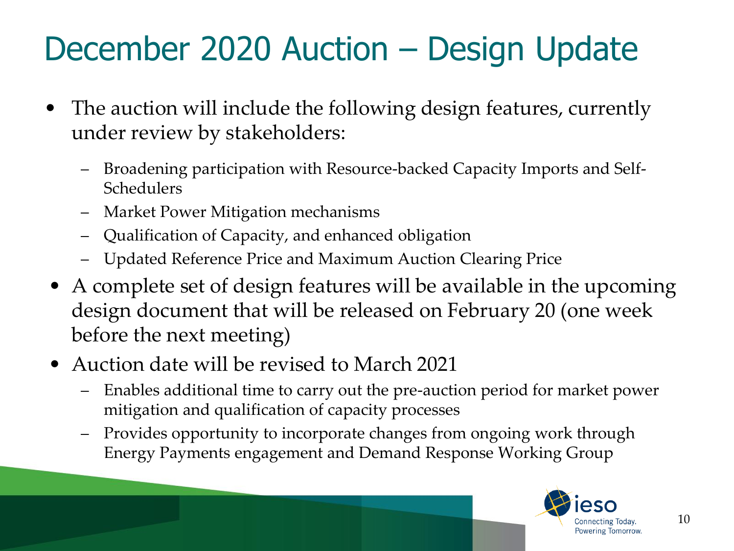# December 2020 Auction – Design Update

- The auction will include the following design features, currently under review by stakeholders:
  - Broadening participation with Resource-backed Capacity Imports and Self-Schedulers
  - Market Power Mitigation mechanisms
  - Qualification of Capacity, and enhanced obligation
  - Updated Reference Price and Maximum Auction Clearing Price
- A complete set of design features will be available in the upcoming design document that will be released on February 20 (one week before the next meeting)
- Auction date will be revised to March 2021
  - Enables additional time to carry out the pre-auction period for market power mitigation and qualification of capacity processes
  - Provides opportunity to incorporate changes from ongoing work through Energy Payments engagement and Demand Response Working Group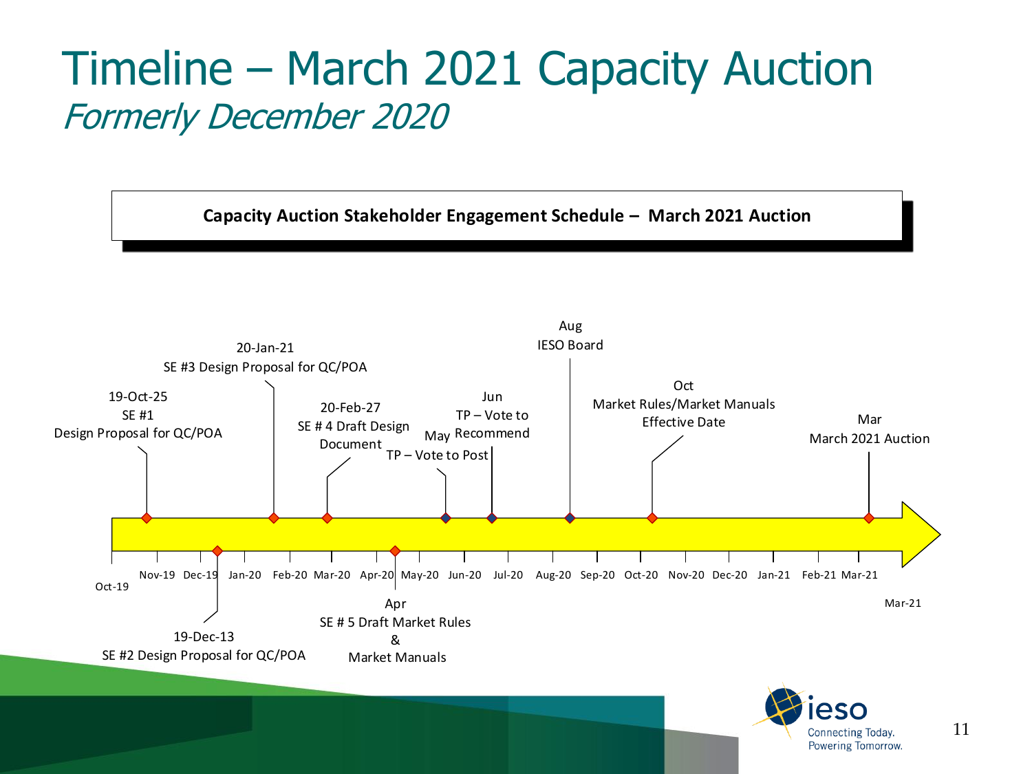# Timeline – March 2021 Capacity Auction

*Formerly December 2020*

**Capacity Auction Stakeholder Engagement Schedule – March 2021 Auction**

- 19-Oct-25 – SE #1 Design Proposal for QC/POA
- 19-Dec-13 – SE #2 Design Proposal for QC/POA
- 20-Jan-21 – SE #3 Design Proposal for QC/POA
- 20-Feb-27 – SE # 4 Draft Design Document
- Apr – SE # 5 Draft Market Rules & Market Manuals
- May – TP – Vote to Post
- Jun – TP – Vote to Recommend
- Aug – IESO Board
- Oct – Market Rules/Market Manuals Effective Date
- Mar – March 2021 Auction

Oct-19 | Nov-19 | Dec-19 | Jan-20 | Feb-20 | Mar-20 | Apr-20 | May-20 | Jun-20 | Jul-20 | Aug-20 | Sep-20 | Oct-20 | Nov-20 | Dec-20 | Jan-21 | Feb-21 | Mar-21 | Mar-21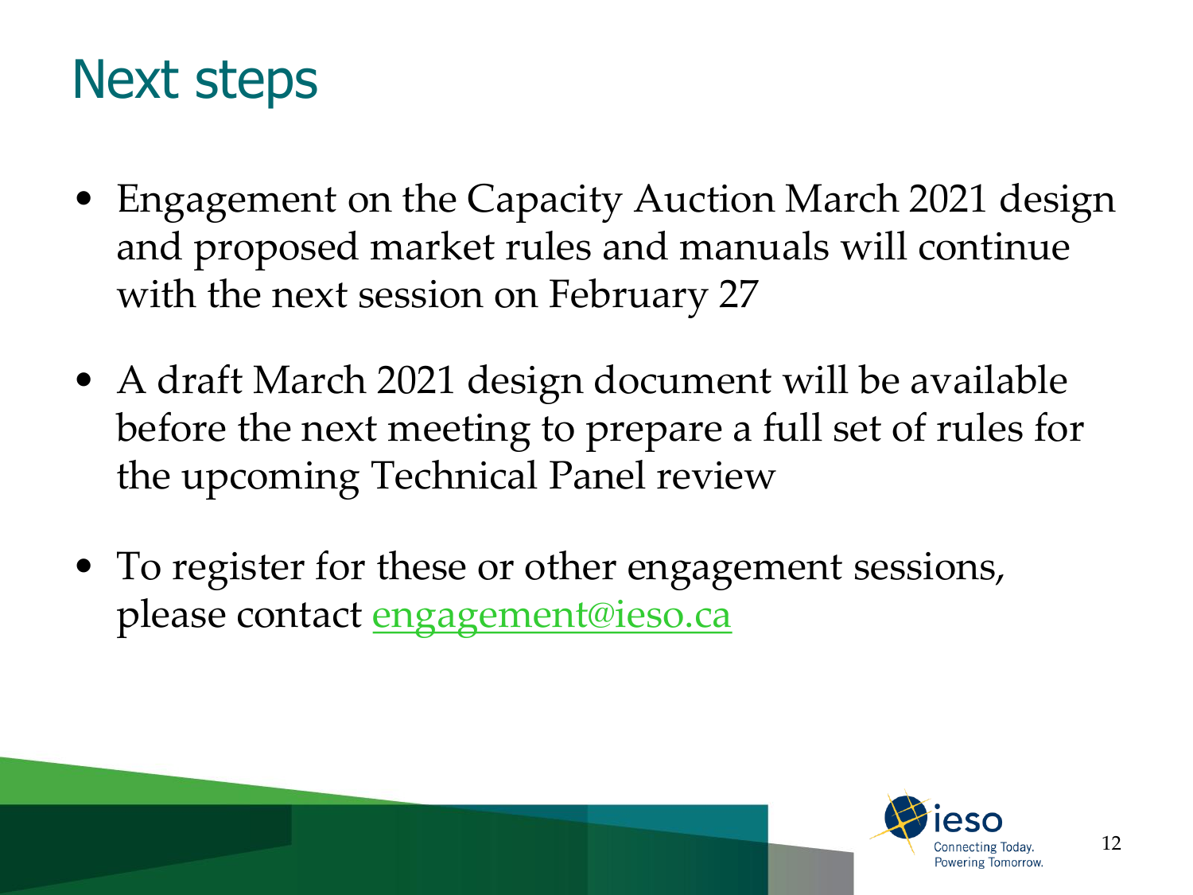# Next steps

- Engagement on the Capacity Auction March 2021 design and proposed market rules and manuals will continue with the next session on February 27
- A draft March 2021 design document will be available before the next meeting to prepare a full set of rules for the upcoming Technical Panel review
- To register for these or other engagement sessions, please contact engagement@ieso.ca